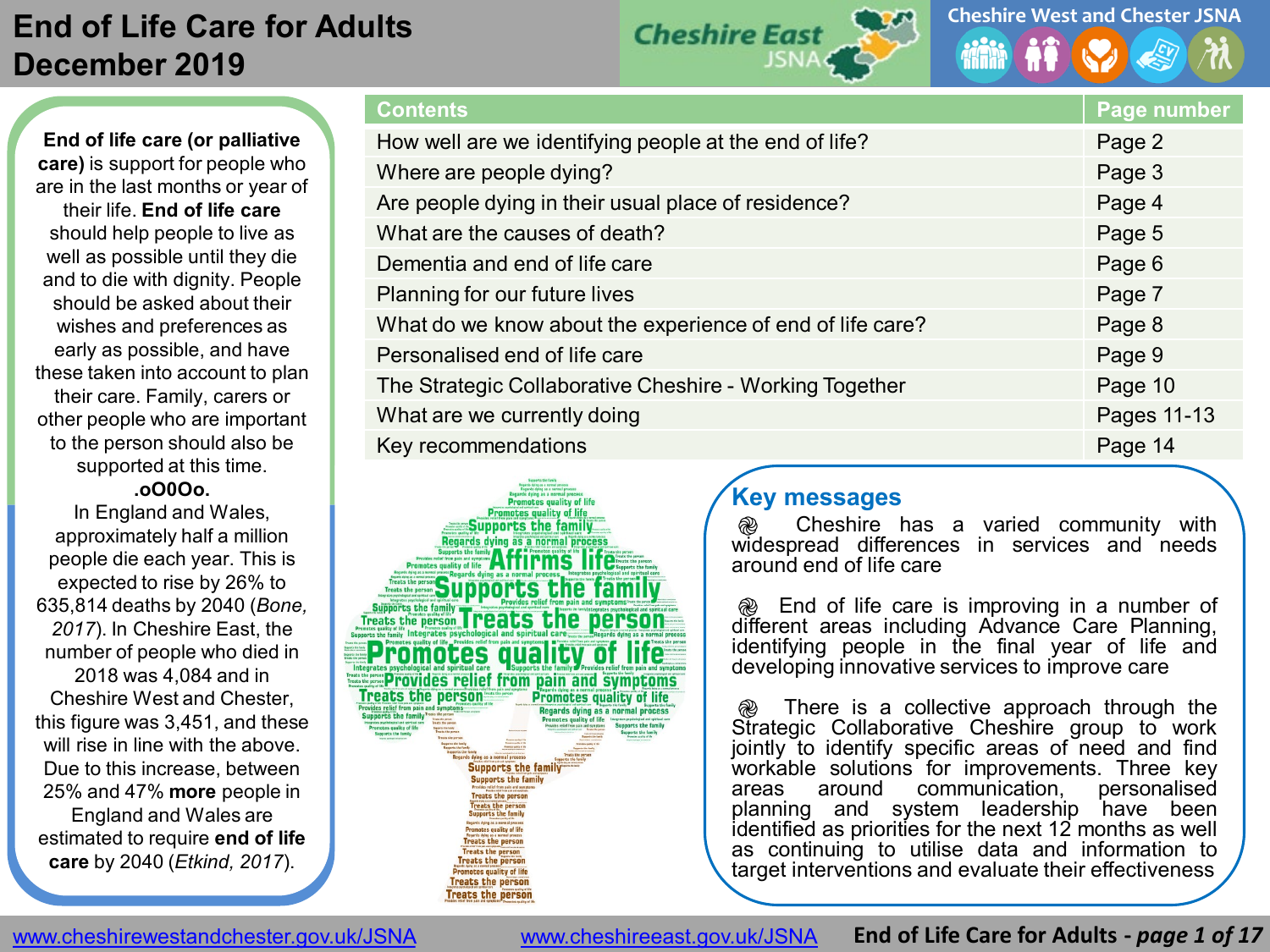# End of Life Care for Adults
# December 2019

Cheshire East JSNA | Cheshire West and Chester JSNA

**End of life care (or palliative care)** is support for people who are in the last months or year of their life. **End of life care** should help people to live as well as possible until they die and to die with dignity. People should be asked about their wishes and preferences as early as possible, and have these taken into account to plan their care. Family, carers or other people who are important to the person should also be supported at this time.

**.oO0Oo.**

In England and Wales, approximately half a million people die each year. This is expected to rise by 26% to 635,814 deaths by 2040 (*Bone, 2017*). In Cheshire East, the number of people who died in 2018 was 4,084 and in Cheshire West and Chester, this figure was 3,451, and these will rise in line with the above. Due to this increase, between 25% and 47% **more** people in England and Wales are estimated to require **end of life care** by 2040 (*Etkind, 2017*).

| Contents | Page number |
| --- | --- |
| How well are we identifying people at the end of life? | Page 2 |
| Where are people dying? | Page 3 |
| Are people dying in their usual place of residence? | Page 4 |
| What are the causes of death? | Page 5 |
| Dementia and end of life care | Page 6 |
| Planning for our future lives | Page 7 |
| What do we know about the experience of end of life care? | Page 8 |
| Personalised end of life care | Page 9 |
| The Strategic Collaborative Cheshire - Working Together | Page 10 |
| What are we currently doing | Pages 11-13 |
| Key recommendations | Page 14 |

## Key messages

- Cheshire has a varied community with widespread differences in services and needs around end of life care

- End of life care is improving in a number of different areas including Advance Care Planning, identifying people in the final year of life and developing innovative services to improve care

- There is a collective approach through the Strategic Collaborative Cheshire group to work jointly to identify specific areas of need and find workable solutions for improvements. Three key areas around communication, personalised planning and system leadership have been identified as priorities for the next 12 months as well as continuing to utilise data and information to target interventions and evaluate their effectiveness

www.cheshirewestandchester.gov.uk/JSNA   www.cheshireeast.gov.uk/JSNA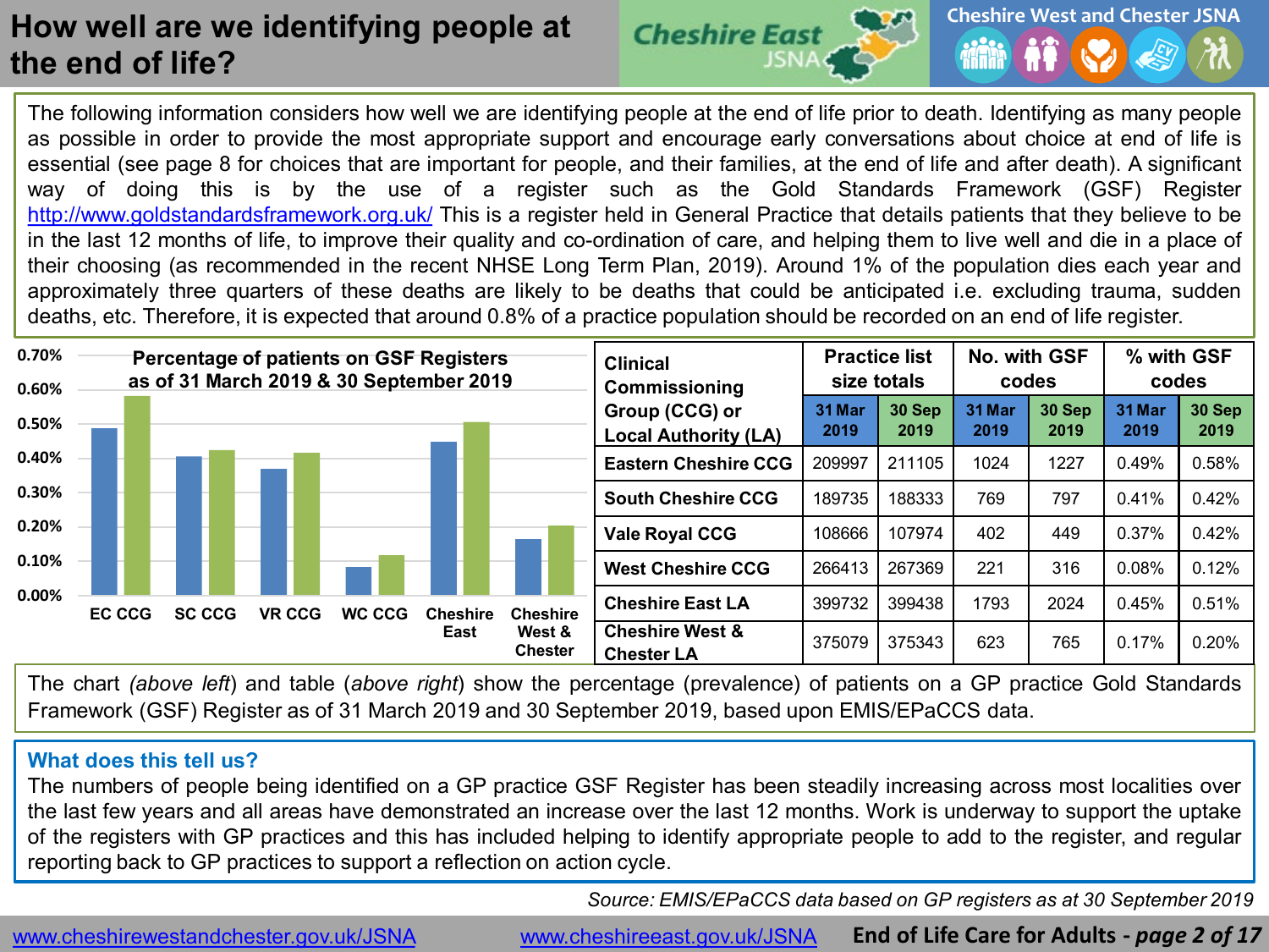# How well are we identifying people at the end of life?

The following information considers how well we are identifying people at the end of life prior to death. Identifying as many people as possible in order to provide the most appropriate support and encourage early conversations about choice at end of life is essential (see page 8 for choices that are important for people, and their families, at the end of life and after death). A significant way of doing this is by the use of a register such as the Gold Standards Framework (GSF) Register http://www.goldstandardsframework.org.uk/ This is a register held in General Practice that details patients that they believe to be in the last 12 months of life, to improve their quality and co-ordination of care, and helping them to live well and die in a place of their choosing (as recommended in the recent NHSE Long Term Plan, 2019). Around 1% of the population dies each year and approximately three quarters of these deaths are likely to be deaths that could be anticipated i.e. excluding trauma, sudden deaths, etc. Therefore, it is expected that around 0.8% of a practice population should be recorded on an end of life register.

Percentage of patients on GSF Registers as of 31 March 2019 & 30 September 2019

0.70%
0.60%
0.50%
0.40%
0.30%
0.20%
0.10%
0.00%

EC CCG
SC CCG
VR CCG
WC CCG
Cheshire East
Cheshire West & Chester

| Clinical Commissioning Group (CCG) or Local Authority (LA) | Practice list size totals | | No. with GSF codes | | % with GSF codes | |
|---|---|---|---|---|---|---|
| | 31 Mar 2019 | 30 Sep 2019 | 31 Mar 2019 | 30 Sep 2019 | 31 Mar 2019 | 30 Sep 2019 |
| Eastern Cheshire CCG | 209997 | 211105 | 1024 | 1227 | 0.49% | 0.58% |
| South Cheshire CCG | 189735 | 188333 | 769 | 797 | 0.41% | 0.42% |
| Vale Royal CCG | 108666 | 107974 | 402 | 449 | 0.37% | 0.42% |
| West Cheshire CCG | 266413 | 267369 | 221 | 316 | 0.08% | 0.12% |
| Cheshire East LA | 399732 | 399438 | 1793 | 2024 | 0.45% | 0.51% |
| Cheshire West & Chester LA | 375079 | 375343 | 623 | 765 | 0.17% | 0.20% |

The chart (*above left*) and table (*above right*) show the percentage (prevalence) of patients on a GP practice Gold Standards Framework (GSF) Register as of 31 March 2019 and 30 September 2019, based upon EMIS/EPaCCS data.

## What does this tell us?

The numbers of people being identified on a GP practice GSF Register has been steadily increasing across most localities over the last few years and all areas have demonstrated an increase over the last 12 months. Work is underway to support the uptake of the registers with GP practices and this has included helping to identify appropriate people to add to the register, and regular reporting back to GP practices to support a reflection on action cycle.

*Source: EMIS/EPaCCS data based on GP registers as at 30 September 2019*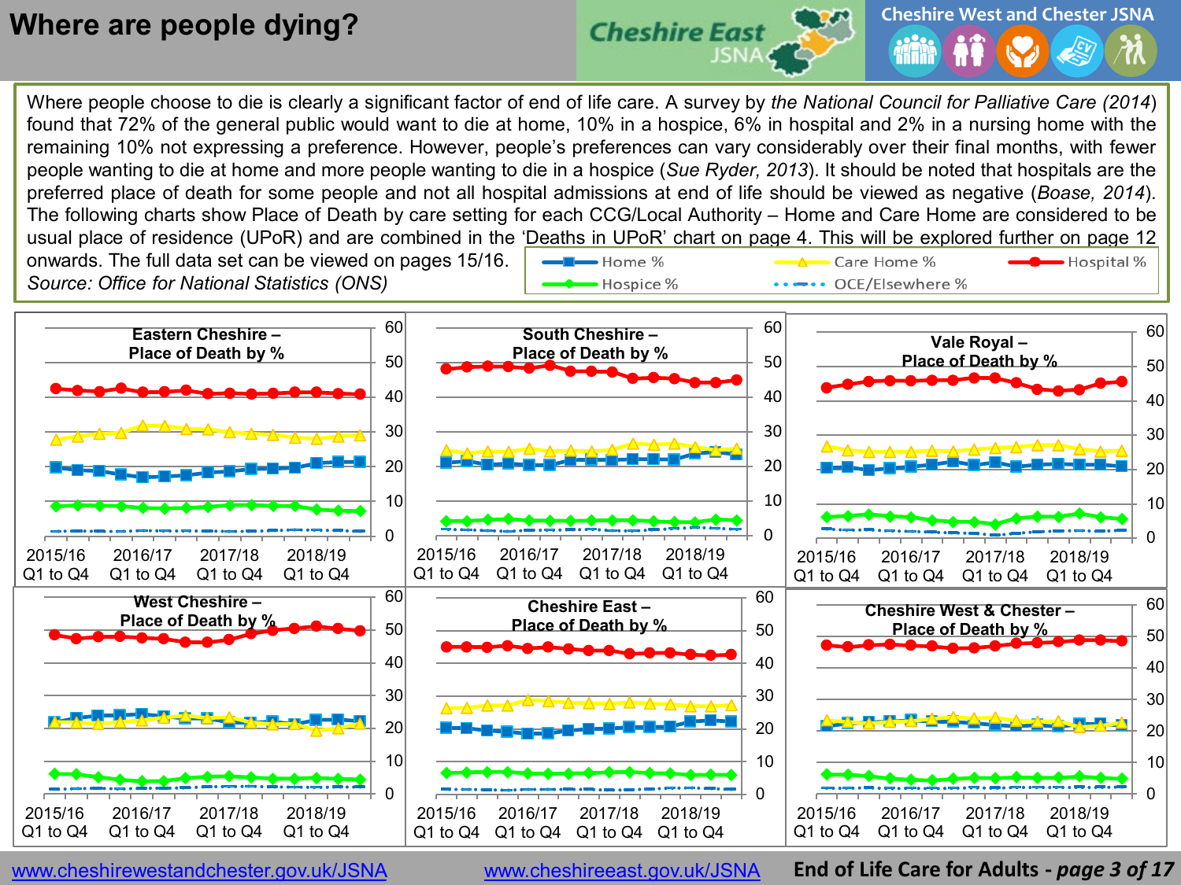# Where are people dying?

Cheshire East JSNA

Cheshire West and Chester JSNA

Where people choose to die is clearly a significant factor of end of life care. A survey by *the National Council for Palliative Care (2014)* found that 72% of the general public would want to die at home, 10% in a hospice, 6% in hospital and 2% in a nursing home with the remaining 10% not expressing a preference. However, people's preferences can vary considerably over their final months, with fewer people wanting to die at home and more people wanting to die in a hospice (*Sue Ryder, 2013*). It should be noted that hospitals are the preferred place of death for some people and not all hospital admissions at end of life should be viewed as negative (*Boase, 2014*). The following charts show Place of Death by care setting for each CCG/Local Authority – Home and Care Home are considered to be usual place of residence (UPoR) and are combined in the 'Deaths in UPoR' chart on page 4. This will be explored further on page 12 onwards. The full data set can be viewed on pages 15/16.

*Source: Office for National Statistics (ONS)*

Home % | Care Home % | Hospital % | Hospice % | OCE/Elsewhere %

**Eastern Cheshire – Place of Death by %**

0 10 20 30 40 50 60

2015/16 Q1 to Q4 | 2016/17 Q1 to Q4 | 2017/18 Q1 to Q4 | 2018/19 Q1 to Q4

**South Cheshire – Place of Death by %**

0 10 20 30 40 50 60

2015/16 Q1 to Q4 | 2016/17 Q1 to Q4 | 2017/18 Q1 to Q4 | 2018/19 Q1 to Q4

**Vale Royal – Place of Death by %**

0 10 20 30 40 50 60

2015/16 Q1 to Q4 | 2016/17 Q1 to Q4 | 2017/18 Q1 to Q4 | 2018/19 Q1 to Q4

**West Cheshire – Place of Death by %**

0 10 20 30 40 50 60

2015/16 Q1 to Q4 | 2016/17 Q1 to Q4 | 2017/18 Q1 to Q4 | 2018/19 Q1 to Q4

**Cheshire East – Place of Death by %**

0 10 20 30 40 50 60

2015/16 Q1 to Q4 | 2016/17 Q1 to Q4 | 2017/18 Q1 to Q4 | 2018/19 Q1 to Q4

**Cheshire West & Chester – Place of Death by %**

0 10 20 30 40 50 60

2015/16 Q1 to Q4 | 2016/17 Q1 to Q4 | 2017/18 Q1 to Q4 | 2018/19 Q1 to Q4

www.cheshirewestandchester.gov.uk/JSNA www.cheshireeast.gov.uk/JSNA **End of Life Care for Adults**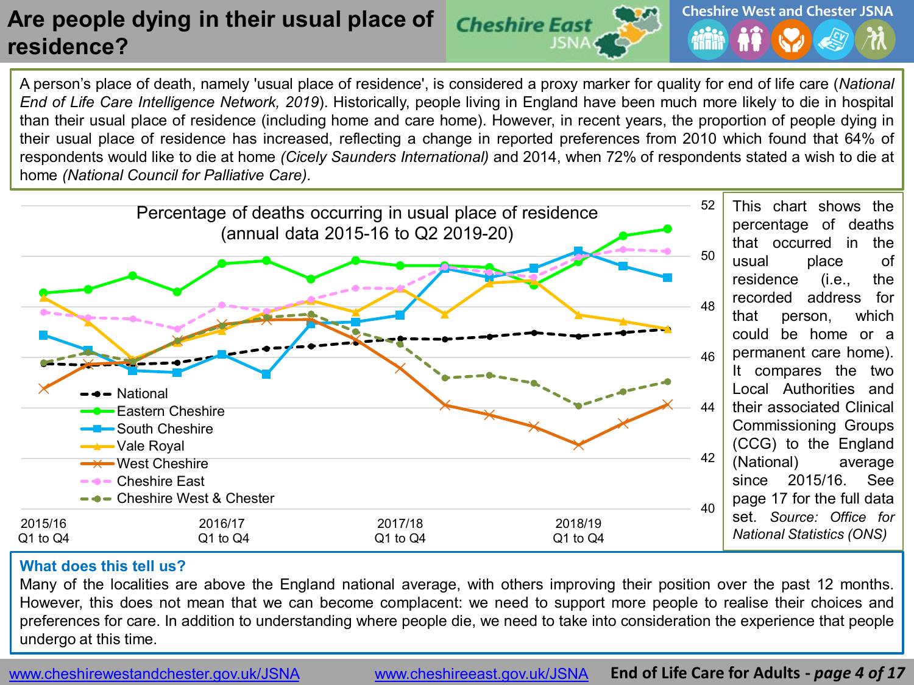# Are people dying in their usual place of residence?

Cheshire East JSNA

Cheshire West and Chester JSNA

A person's place of death, namely 'usual place of residence', is considered a proxy marker for quality for end of life care (*National End of Life Care Intelligence Network, 2019*). Historically, people living in England have been much more likely to die in hospital than their usual place of residence (including home and care home). However, in recent years, the proportion of people dying in their usual place of residence has increased, reflecting a change in reported preferences from 2010 which found that 64% of respondents would like to die at home *(Cicely Saunders International)* and 2014, when 72% of respondents stated a wish to die at home *(National Council for Palliative Care).*

Percentage of deaths occurring in usual place of residence
(annual data 2015-16 to Q2 2019-20)

52
50
48
46
44
42
40

National
Eastern Cheshire
South Cheshire
Vale Royal
West Cheshire
Cheshire East
Cheshire West & Chester

2015/16 Q1 to Q4
2016/17 Q1 to Q4
2017/18 Q1 to Q4
2018/19 Q1 to Q4

This chart shows the percentage of deaths that occurred in the usual place of residence (i.e., the recorded address for that person, which could be home or a permanent care home). It compares the two Local Authorities and their associated Clinical Commissioning Groups (CCG) to the England (National) average since 2015/16. See page 17 for the full data set. *Source: Office for National Statistics (ONS)*

## What does this tell us?

Many of the localities are above the England national average, with others improving their position over the past 12 months. However, this does not mean that we can become complacent: we need to support more people to realise their choices and preferences for care. In addition to understanding where people die, we need to take into consideration the experience that people undergo at this time.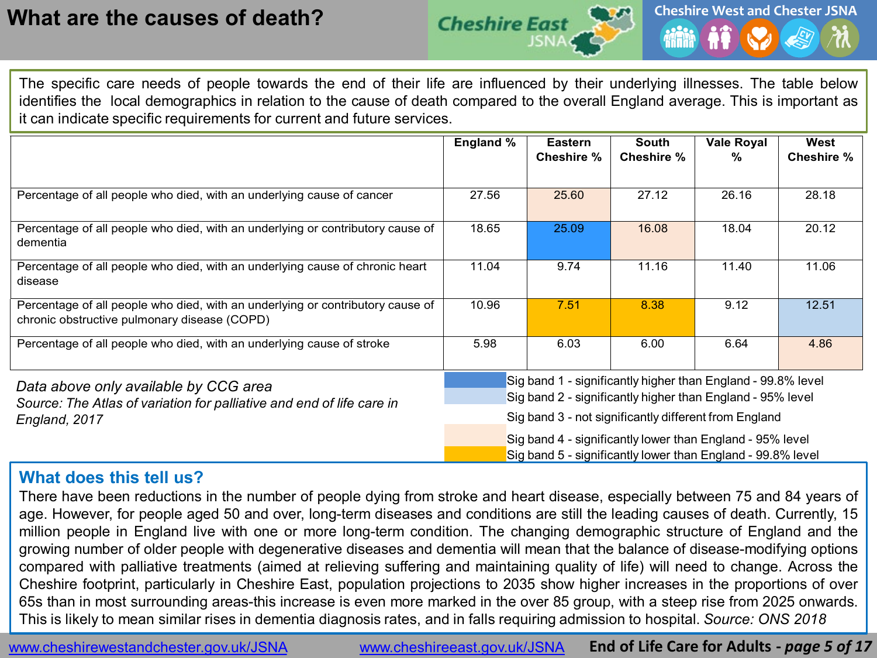# What are the causes of death?

The specific care needs of people towards the end of their life are influenced by their underlying illnesses. The table below identifies the local demographics in relation to the cause of death compared to the overall England average. This is important as it can indicate specific requirements for current and future services.

| | England % | Eastern Cheshire % | South Cheshire % | Vale Royal % | West Cheshire % |
|---|---|---|---|---|---|
| Percentage of all people who died, with an underlying cause of cancer | 27.56 | 25.60 | 27.12 | 26.16 | 28.18 |
| Percentage of all people who died, with an underlying or contributory cause of dementia | 18.65 | 25.09 | 16.08 | 18.04 | 20.12 |
| Percentage of all people who died, with an underlying cause of chronic heart disease | 11.04 | 9.74 | 11.16 | 11.40 | 11.06 |
| Percentage of all people who died, with an underlying or contributory cause of chronic obstructive pulmonary disease (COPD) | 10.96 | 7.51 | 8.38 | 9.12 | 12.51 |
| Percentage of all people who died, with an underlying cause of stroke | 5.98 | 6.03 | 6.00 | 6.64 | 4.86 |

*Data above only available by CCG area*
*Source: The Atlas of variation for palliative and end of life care in England, 2017*

Sig band 1 - significantly higher than England - 99.8% level
Sig band 2 - significantly higher than England - 95% level
Sig band 3 - not significantly different from England
Sig band 4 - significantly lower than England - 95% level
Sig band 5 - significantly lower than England - 99.8% level

## What does this tell us?

There have been reductions in the number of people dying from stroke and heart disease, especially between 75 and 84 years of age. However, for people aged 50 and over, long-term diseases and conditions are still the leading causes of death. Currently, 15 million people in England live with one or more long-term condition. The changing demographic structure of England and the growing number of older people with degenerative diseases and dementia will mean that the balance of disease-modifying options compared with palliative treatments (aimed at relieving suffering and maintaining quality of life) will need to change. Across the Cheshire footprint, particularly in Cheshire East, population projections to 2035 show higher increases in the proportions of over 65s than in most surrounding areas-this increase is even more marked in the over 85 group, with a steep rise from 2025 onwards. This is likely to mean similar rises in dementia diagnosis rates, and in falls requiring admission to hospital. *Source: ONS 2018*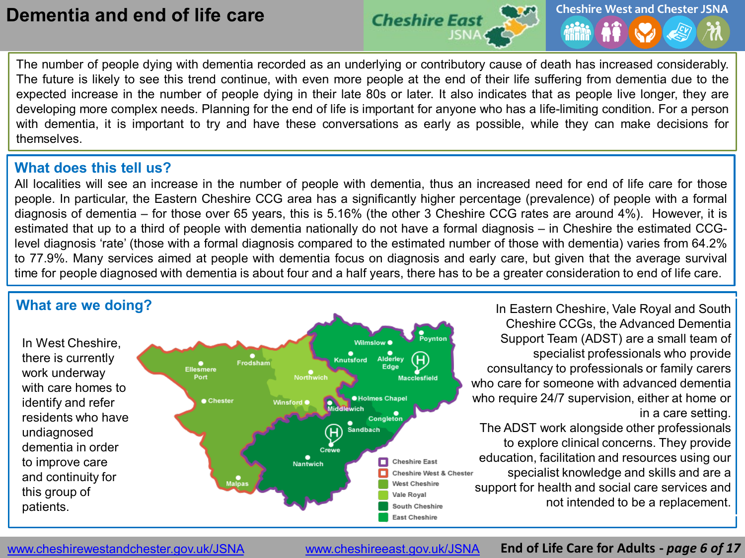# Dementia and end of life care

The number of people dying with dementia recorded as an underlying or contributory cause of death has increased considerably. The future is likely to see this trend continue, with even more people at the end of their life suffering from dementia due to the expected increase in the number of people dying in their late 80s or later. It also indicates that as people live longer, they are developing more complex needs. Planning for the end of life is important for anyone who has a life-limiting condition. For a person with dementia, it is important to try and have these conversations as early as possible, while they can make decisions for themselves.

## What does this tell us?

All localities will see an increase in the number of people with dementia, thus an increased need for end of life care for those people. In particular, the Eastern Cheshire CCG area has a significantly higher percentage (prevalence) of people with a formal diagnosis of dementia – for those over 65 years, this is 5.16% (the other 3 Cheshire CCG rates are around 4%). However, it is estimated that up to a third of people with dementia nationally do not have a formal diagnosis – in Cheshire the estimated CCG-level diagnosis 'rate' (those with a formal diagnosis compared to the estimated number of those with dementia) varies from 64.2% to 77.9%. Many services aimed at people with dementia focus on diagnosis and early care, but given that the average survival time for people diagnosed with dementia is about four and a half years, there has to be a greater consideration to end of life care.

## What are we doing?

In West Cheshire, there is currently work underway with care homes to identify and refer residents who have undiagnosed dementia in order to improve care and continuity for this group of patients.

Ellesmere Port
Frodsham
Northwich
Chester
Winsford
Middlewich
Malpas
Nantwich
Crewe
Sandbach
Congleton
Holmes Chapel
Knutsford
Alderley Edge
Wilmslow
Poynton
Macclesfield

Cheshire East
Cheshire West & Chester
West Cheshire
Vale Royal
South Cheshire
East Cheshire

In Eastern Cheshire, Vale Royal and South Cheshire CCGs, the Advanced Dementia Support Team (ADST) are a small team of specialist professionals who provide consultancy to professionals or family carers who care for someone with advanced dementia who require 24/7 supervision, either at home or in a care setting.

The ADST work alongside other professionals to explore clinical concerns. They provide education, facilitation and resources using our specialist knowledge and skills and are a support for health and social care services and not intended to be a replacement.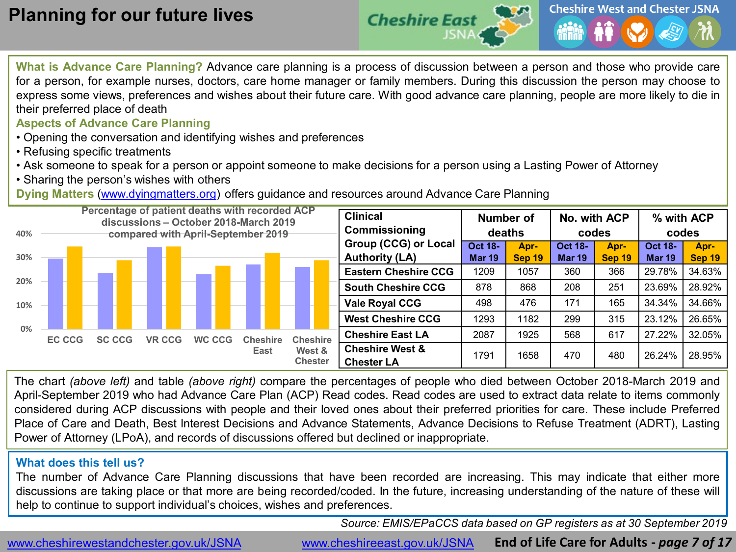# Planning for our future lives

**What is Advance Care Planning?** Advance care planning is a process of discussion between a person and those who provide care for a person, for example nurses, doctors, care home manager or family members. During this discussion the person may choose to express some views, preferences and wishes about their future care. With good advance care planning, people are more likely to die in their preferred place of death

**Aspects of Advance Care Planning**

- Opening the conversation and identifying wishes and preferences
- Refusing specific treatments
- Ask someone to speak for a person or appoint someone to make decisions for a person using a Lasting Power of Attorney
- Sharing the person's wishes with others

**Dying Matters** (www.dyingmatters.org) offers guidance and resources around Advance Care Planning

**Percentage of patient deaths with recorded ACP discussions – October 2018-March 2019 compared with April-September 2019**

| Clinical Commissioning Group (CCG) or Local Authority (LA) | Number of deaths | | No. with ACP codes | | % with ACP codes | |
|---|---|---|---|---|---|---|
| | Oct 18-Mar 19 | Apr-Sep 19 | Oct 18-Mar 19 | Apr-Sep 19 | Oct 18-Mar 19 | Apr-Sep 19 |
| Eastern Cheshire CCG | 1209 | 1057 | 360 | 366 | 29.78% | 34.63% |
| South Cheshire CCG | 878 | 868 | 208 | 251 | 23.69% | 28.92% |
| Vale Royal CCG | 498 | 476 | 171 | 165 | 34.34% | 34.66% |
| West Cheshire CCG | 1293 | 1182 | 299 | 315 | 23.12% | 26.65% |
| Cheshire East LA | 2087 | 1925 | 568 | 617 | 27.22% | 32.05% |
| Cheshire West & Chester LA | 1791 | 1658 | 470 | 480 | 26.24% | 28.95% |

The chart *(above left)* and table *(above right)* compare the percentages of people who died between October 2018-March 2019 and April-September 2019 who had Advance Care Plan (ACP) Read codes. Read codes are used to extract data relate to items commonly considered during ACP discussions with people and their loved ones about their preferred priorities for care. These include Preferred Place of Care and Death, Best Interest Decisions and Advance Statements, Advance Decisions to Refuse Treatment (ADRT), Lasting Power of Attorney (LPoA), and records of discussions offered but declined or inappropriate.

**What does this tell us?**

The number of Advance Care Planning discussions that have been recorded are increasing. This may indicate that either more discussions are taking place or that more are being recorded/coded. In the future, increasing understanding of the nature of these will help to continue to support individual's choices, wishes and preferences.

*Source: EMIS/EPaCCS data based on GP registers as at 30 September 2019*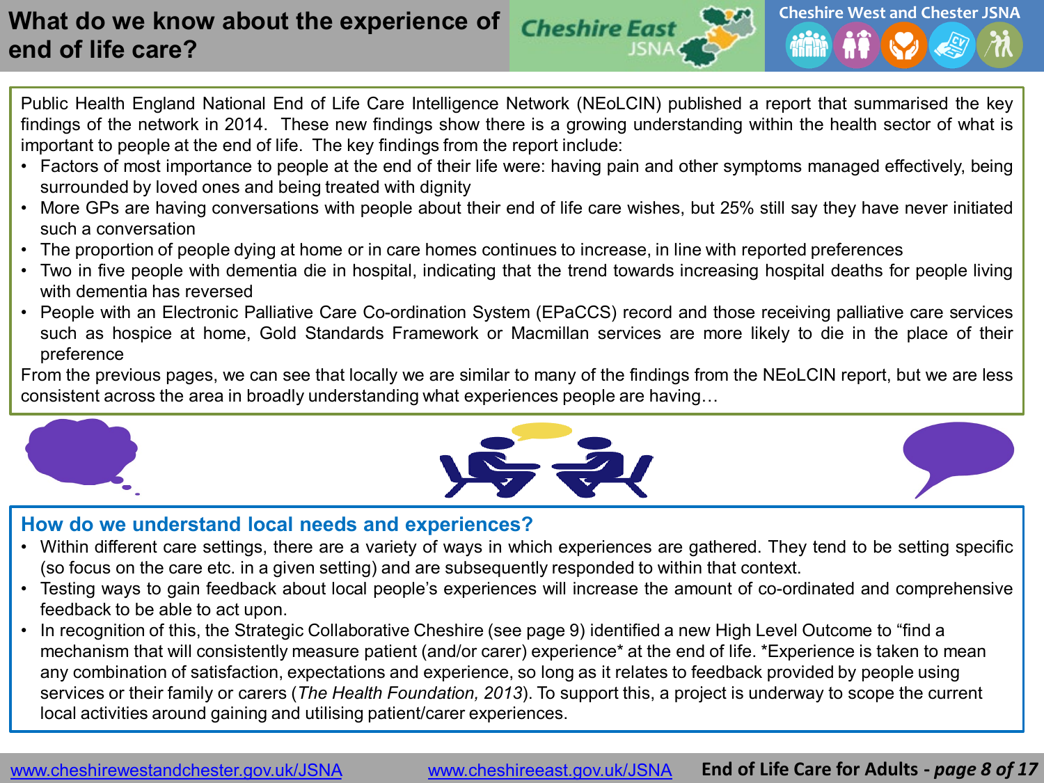# What do we know about the experience of end of life care?

Public Health England National End of Life Care Intelligence Network (NEoLCIN) published a report that summarised the key findings of the network in 2014. These new findings show there is a growing understanding within the health sector of what is important to people at the end of life. The key findings from the report include:

- Factors of most importance to people at the end of their life were: having pain and other symptoms managed effectively, being surrounded by loved ones and being treated with dignity
- More GPs are having conversations with people about their end of life care wishes, but 25% still say they have never initiated such a conversation
- The proportion of people dying at home or in care homes continues to increase, in line with reported preferences
- Two in five people with dementia die in hospital, indicating that the trend towards increasing hospital deaths for people living with dementia has reversed
- People with an Electronic Palliative Care Co-ordination System (EPaCCS) record and those receiving palliative care services such as hospice at home, Gold Standards Framework or Macmillan services are more likely to die in the place of their preference

From the previous pages, we can see that locally we are similar to many of the findings from the NEoLCIN report, but we are less consistent across the area in broadly understanding what experiences people are having…

## How do we understand local needs and experiences?

- Within different care settings, there are a variety of ways in which experiences are gathered. They tend to be setting specific (so focus on the care etc. in a given setting) and are subsequently responded to within that context.
- Testing ways to gain feedback about local people's experiences will increase the amount of co-ordinated and comprehensive feedback to be able to act upon.
- In recognition of this, the Strategic Collaborative Cheshire (see page 9) identified a new High Level Outcome to "find a mechanism that will consistently measure patient (and/or carer) experience* at the end of life. *Experience is taken to mean any combination of satisfaction, expectations and experience, so long as it relates to feedback provided by people using services or their family or carers (*The Health Foundation, 2013*). To support this, a project is underway to scope the current local activities around gaining and utilising patient/carer experiences.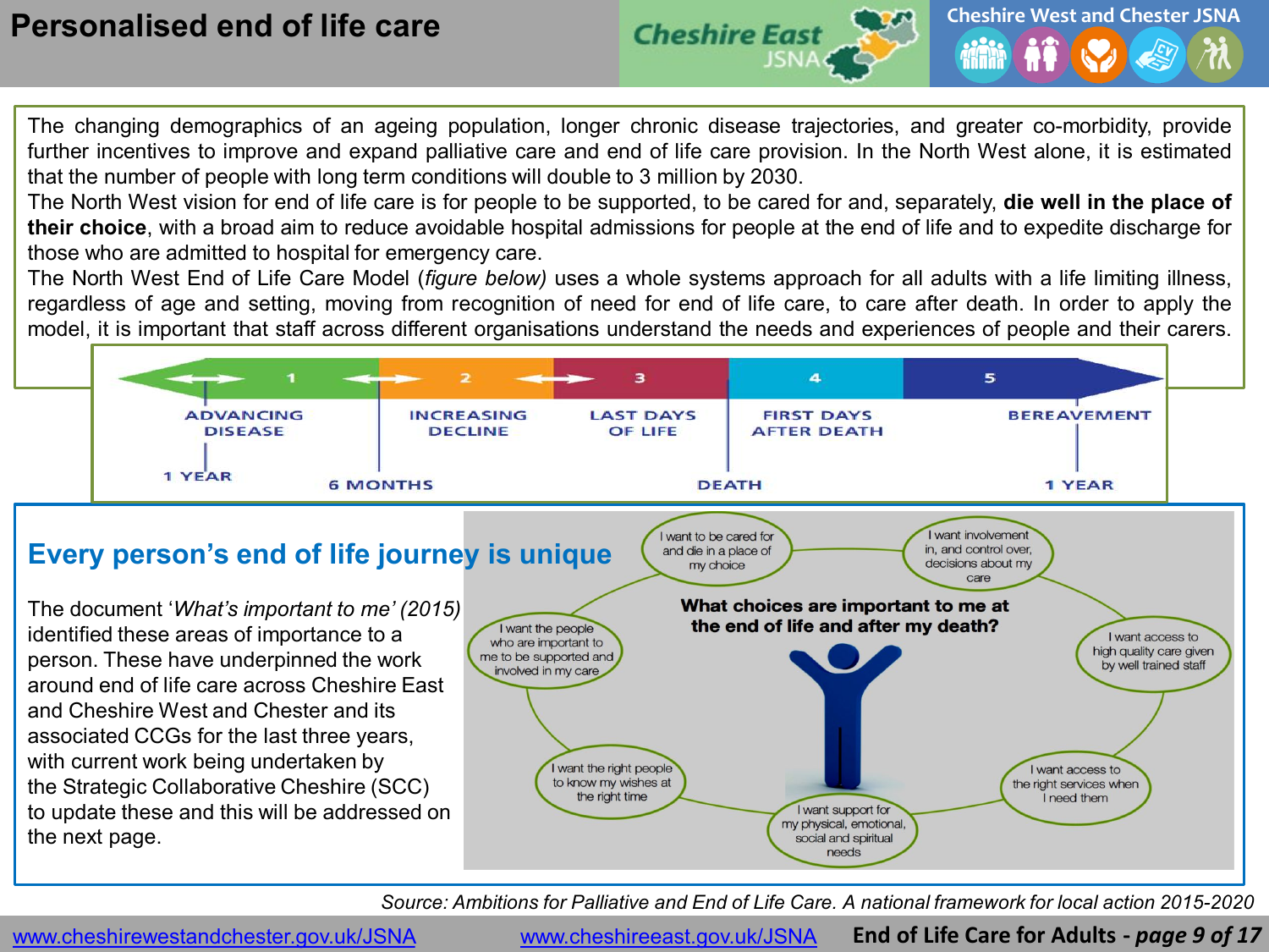# Personalised end of life care

The changing demographics of an ageing population, longer chronic disease trajectories, and greater co-morbidity, provide further incentives to improve and expand palliative care and end of life care provision. In the North West alone, it is estimated that the number of people with long term conditions will double to 3 million by 2030.

The North West vision for end of life care is for people to be supported, to be cared for and, separately, **die well in the place of their choice**, with a broad aim to reduce avoidable hospital admissions for people at the end of life and to expedite discharge for those who are admitted to hospital for emergency care.

The North West End of Life Care Model (*figure below)* uses a whole systems approach for all adults with a life limiting illness, regardless of age and setting, moving from recognition of need for end of life care, to care after death. In order to apply the model, it is important that staff across different organisations understand the needs and experiences of people and their carers.

1 ADVANCING DISEASE
2 INCREASING DECLINE
3 LAST DAYS OF LIFE
4 FIRST DAYS AFTER DEATH
5 BEREAVEMENT

1 YEAR
6 MONTHS
DEATH
1 YEAR

## Every person's end of life journey is unique

The document '*What's important to me' (2015)* identified these areas of importance to a person. These have underpinned the work around end of life care across Cheshire East and Cheshire West and Chester and its associated CCGs for the last three years, with current work being undertaken by the Strategic Collaborative Cheshire (SCC) to update these and this will be addressed on the next page.

**What choices are important to me at the end of life and after my death?**

I want to be cared for and die in a place of my choice

I want involvement in, and control over, decisions about my care

I want access to high quality care given by well trained staff

I want access to the right services when I need them

I want support for my physical, emotional, social and spiritual needs

I want the right people to know my wishes at the right time

I want the people who are important to me to be supported and involved in my care

*Source: Ambitions for Palliative and End of Life Care. A national framework for local action 2015-2020*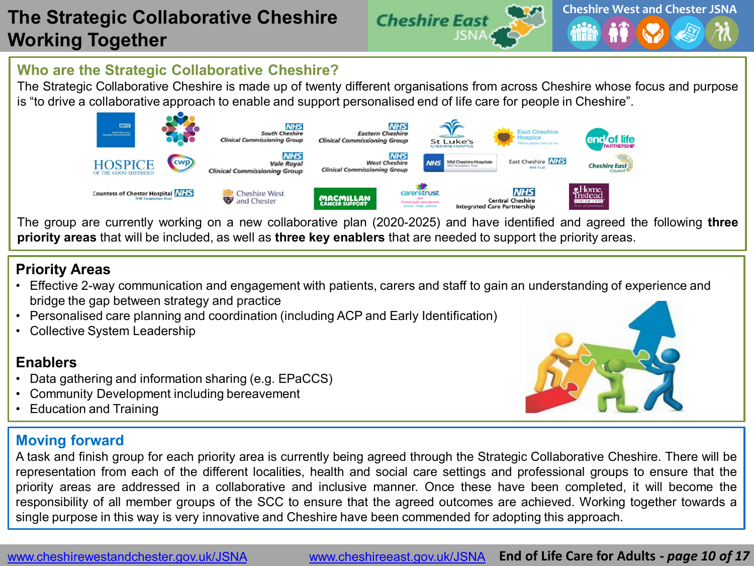# The Strategic Collaborative Cheshire Working Together

## Who are the Strategic Collaborative Cheshire?

The Strategic Collaborative Cheshire is made up of twenty different organisations from across Cheshire whose focus and purpose is “to drive a collaborative approach to enable and support personalised end of life care for people in Cheshire”.

The group are currently working on a new collaborative plan (2020-2025) and have identified and agreed the following **three priority areas** that will be included, as well as **three key enablers** that are needed to support the priority areas.

## Priority Areas

- Effective 2-way communication and engagement with patients, carers and staff to gain an understanding of experience and bridge the gap between strategy and practice
- Personalised care planning and coordination (including ACP and Early Identification)
- Collective System Leadership

## Enablers

- Data gathering and information sharing (e.g. EPaCCS)
- Community Development including bereavement
- Education and Training

## Moving forward

A task and finish group for each priority area is currently being agreed through the Strategic Collaborative Cheshire. There will be representation from each of the different localities, health and social care settings and professional groups to ensure that the priority areas are addressed in a collaborative and inclusive manner. Once these have been completed, it will become the responsibility of all member groups of the SCC to ensure that the agreed outcomes are achieved. Working together towards a single purpose in this way is very innovative and Cheshire have been commended for adopting this approach.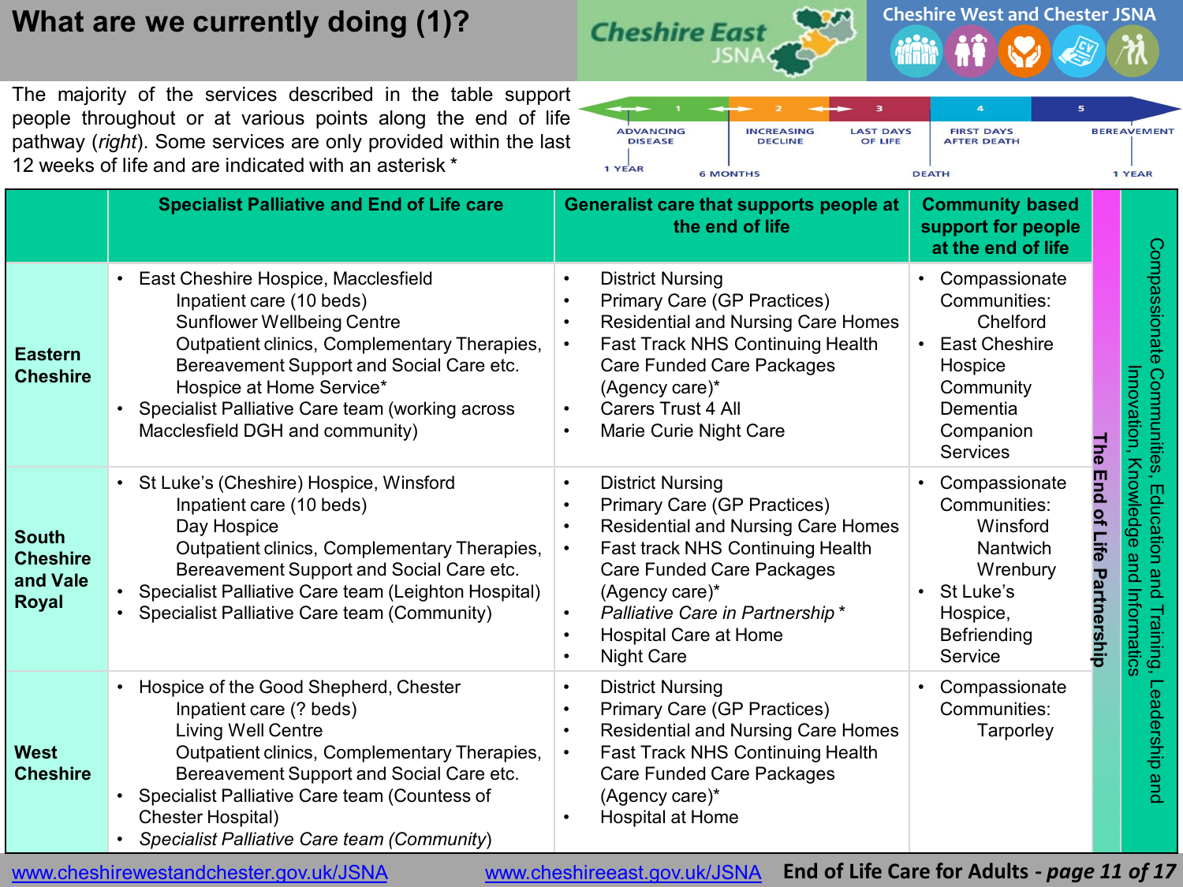# What are we currently doing (1)?

The majority of the services described in the table support people throughout or at various points along the end of life pathway (*right*). Some services are only provided within the last 12 weeks of life and are indicated with an asterisk *

1 ADVANCING DISEASE — 2 INCREASING DECLINE — 3 LAST DAYS OF LIFE — 4 FIRST DAYS AFTER DEATH — 5 BEREAVEMENT

1 YEAR — 6 MONTHS — DEATH — 1 YEAR

| | Specialist Palliative and End of Life care | Generalist care that supports people at the end of life | Community based support for people at the end of life |
|---|---|---|---|
| **Eastern Cheshire** | • East Cheshire Hospice, Macclesfield<br>Inpatient care (10 beds)<br>Sunflower Wellbeing Centre<br>Outpatient clinics, Complementary Therapies, Bereavement Support and Social Care etc.<br>Hospice at Home Service*<br>• Specialist Palliative Care team (working across Macclesfield DGH and community) | • District Nursing<br>• Primary Care (GP Practices)<br>• Residential and Nursing Care Homes<br>• Fast Track NHS Continuing Health Care Funded Care Packages (Agency care)*<br>• Carers Trust 4 All<br>• Marie Curie Night Care | • Compassionate Communities:<br>Chelford<br>• East Cheshire Hospice Community Dementia Companion Services |
| **South Cheshire and Vale Royal** | • St Luke's (Cheshire) Hospice, Winsford<br>Inpatient care (10 beds)<br>Day Hospice<br>Outpatient clinics, Complementary Therapies, Bereavement Support and Social Care etc.<br>• Specialist Palliative Care team (Leighton Hospital)<br>• Specialist Palliative Care team (Community) | • District Nursing<br>• Primary Care (GP Practices)<br>• Residential and Nursing Care Homes<br>• Fast track NHS Continuing Health Care Funded Care Packages (Agency care)*<br>• *Palliative Care in Partnership* *<br>• Hospital Care at Home<br>• Night Care | • Compassionate Communities:<br>Winsford<br>Nantwich<br>Wrenbury<br>• St Luke's Hospice, Befriending Service |
| **West Cheshire** | • Hospice of the Good Shepherd, Chester<br>Inpatient care (? beds)<br>Living Well Centre<br>Outpatient clinics, Complementary Therapies, Bereavement Support and Social Care etc.<br>• Specialist Palliative Care team (Countess of Chester Hospital)<br>• *Specialist Palliative Care team (Community)* | • District Nursing<br>• Primary Care (GP Practices)<br>• Residential and Nursing Care Homes<br>• Fast Track NHS Continuing Health Care Funded Care Packages (Agency care)*<br>• Hospital at Home | • Compassionate Communities:<br>Tarporley |

**The End of Life Partnership**

Compassionate Communities, Education and Training, Leadership and Innovation, Knowledge and Informatics

www.cheshirewestandchester.gov.uk/JSNA www.cheshireeast.gov.uk/JSNA **End of Life Care for Adults**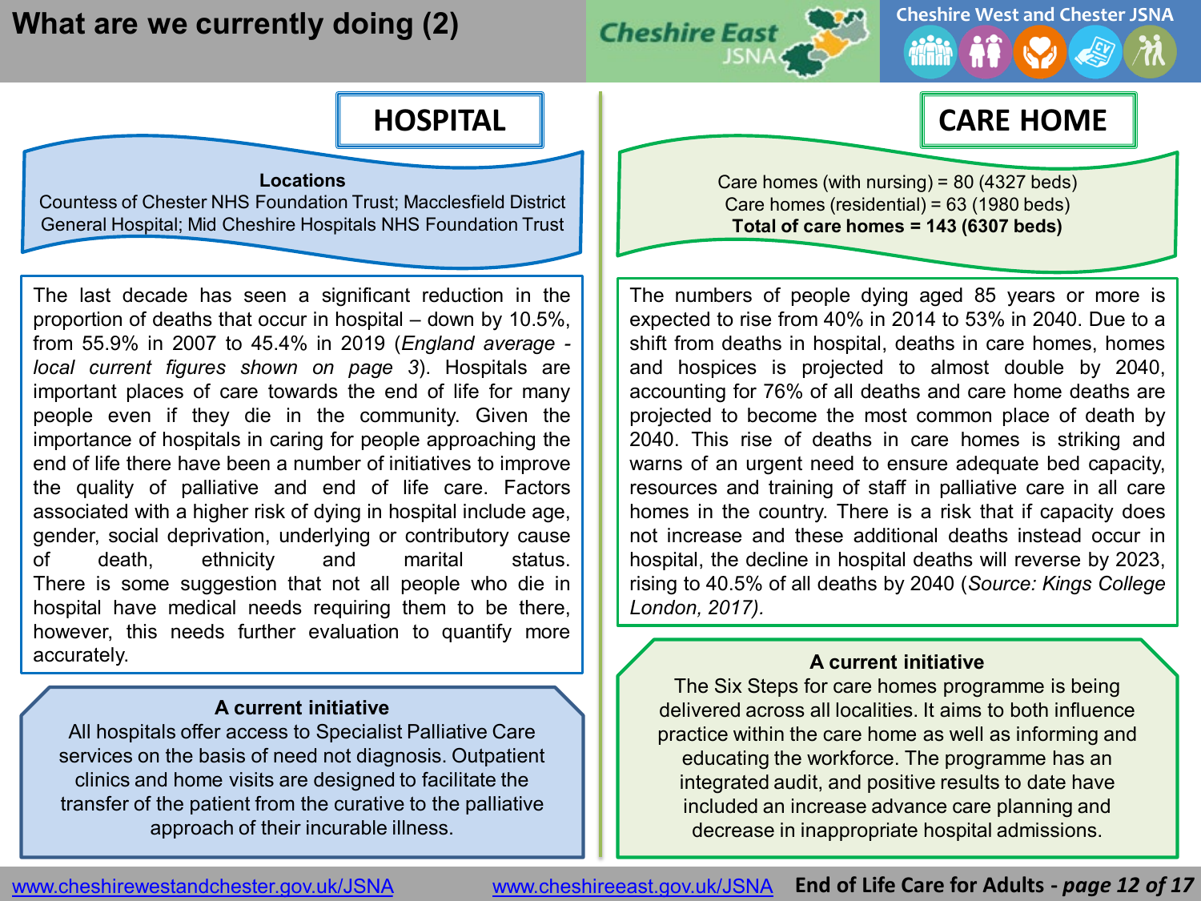# What are we currently doing (2)

## HOSPITAL

**Locations**

Countess of Chester NHS Foundation Trust; Macclesfield District General Hospital; Mid Cheshire Hospitals NHS Foundation Trust

The last decade has seen a significant reduction in the proportion of deaths that occur in hospital – down by 10.5%, from 55.9% in 2007 to 45.4% in 2019 (*England average - local current figures shown on page 3*). Hospitals are important places of care towards the end of life for many people even if they die in the community. Given the importance of hospitals in caring for people approaching the end of life there have been a number of initiatives to improve the quality of palliative and end of life care. Factors associated with a higher risk of dying in hospital include age, gender, social deprivation, underlying or contributory cause of death, ethnicity and marital status. There is some suggestion that not all people who die in hospital have medical needs requiring them to be there, however, this needs further evaluation to quantify more accurately.

**A current initiative**

All hospitals offer access to Specialist Palliative Care services on the basis of need not diagnosis. Outpatient clinics and home visits are designed to facilitate the transfer of the patient from the curative to the palliative approach of their incurable illness.

## CARE HOME

Care homes (with nursing) = 80 (4327 beds)
Care homes (residential) = 63 (1980 beds)
**Total of care homes = 143 (6307 beds)**

The numbers of people dying aged 85 years or more is expected to rise from 40% in 2014 to 53% in 2040. Due to a shift from deaths in hospital, deaths in care homes, homes and hospices is projected to almost double by 2040, accounting for 76% of all deaths and care home deaths are projected to become the most common place of death by 2040. This rise of deaths in care homes is striking and warns of an urgent need to ensure adequate bed capacity, resources and training of staff in palliative care in all care homes in the country. There is a risk that if capacity does not increase and these additional deaths instead occur in hospital, the decline in hospital deaths will reverse by 2023, rising to 40.5% of all deaths by 2040 (*Source: Kings College London, 2017).*

**A current initiative**

The Six Steps for care homes programme is being delivered across all localities. It aims to both influence practice within the care home as well as informing and educating the workforce. The programme has an integrated audit, and positive results to date have included an increase advance care planning and decrease in inappropriate hospital admissions.

www.cheshirewestandchester.gov.uk/JSNA www.cheshireeast.gov.uk/JSNA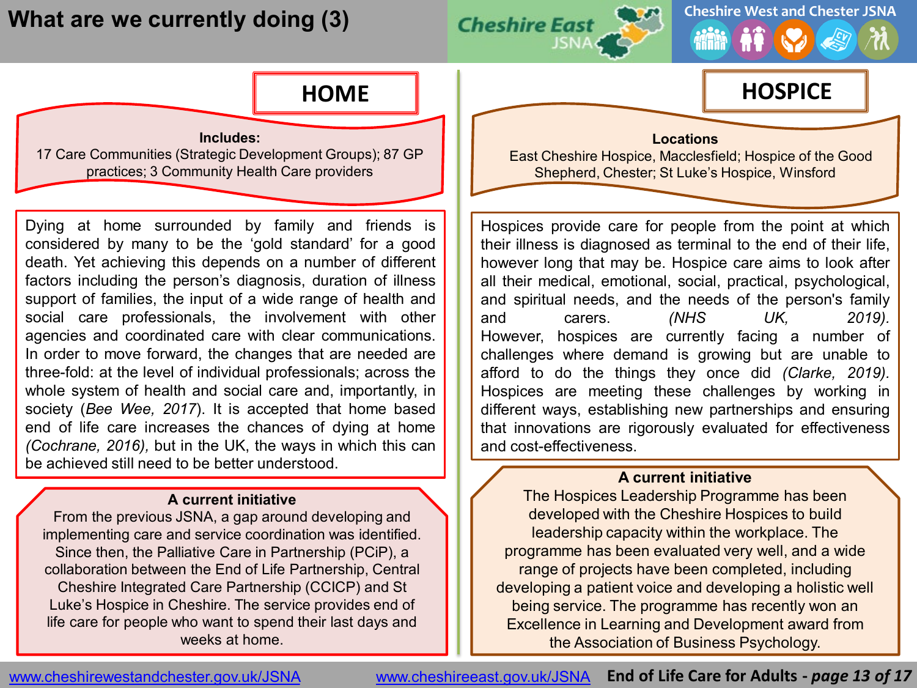# What are we currently doing (3)

## HOME

**Includes:**
17 Care Communities (Strategic Development Groups); 87 GP practices; 3 Community Health Care providers

Dying at home surrounded by family and friends is considered by many to be the 'gold standard' for a good death. Yet achieving this depends on a number of different factors including the person's diagnosis, duration of illness support of families, the input of a wide range of health and social care professionals, the involvement with other agencies and coordinated care with clear communications. In order to move forward, the changes that are needed are three-fold: at the level of individual professionals; across the whole system of health and social care and, importantly, in society (*Bee Wee, 2017*). It is accepted that home based end of life care increases the chances of dying at home *(Cochrane, 2016),* but in the UK, the ways in which this can be achieved still need to be better understood.

**A current initiative**

From the previous JSNA, a gap around developing and implementing care and service coordination was identified. Since then, the Palliative Care in Partnership (PCiP), a collaboration between the End of Life Partnership, Central Cheshire Integrated Care Partnership (CCICP) and St Luke's Hospice in Cheshire. The service provides end of life care for people who want to spend their last days and weeks at home.

## HOSPICE

**Locations**
East Cheshire Hospice, Macclesfield; Hospice of the Good Shepherd, Chester; St Luke's Hospice, Winsford

Hospices provide care for people from the point at which their illness is diagnosed as terminal to the end of their life, however long that may be. Hospice care aims to look after all their medical, emotional, social, practical, psychological, and spiritual needs, and the needs of the person's family and carers. *(NHS UK, 2019).* However, hospices are currently facing a number of challenges where demand is growing but are unable to afford to do the things they once did *(Clarke, 2019).* Hospices are meeting these challenges by working in different ways, establishing new partnerships and ensuring that innovations are rigorously evaluated for effectiveness and cost-effectiveness.

**A current initiative**

The Hospices Leadership Programme has been developed with the Cheshire Hospices to build leadership capacity within the workplace. The programme has been evaluated very well, and a wide range of projects have been completed, including developing a patient voice and developing a holistic well being service. The programme has recently won an Excellence in Learning and Development award from the Association of Business Psychology.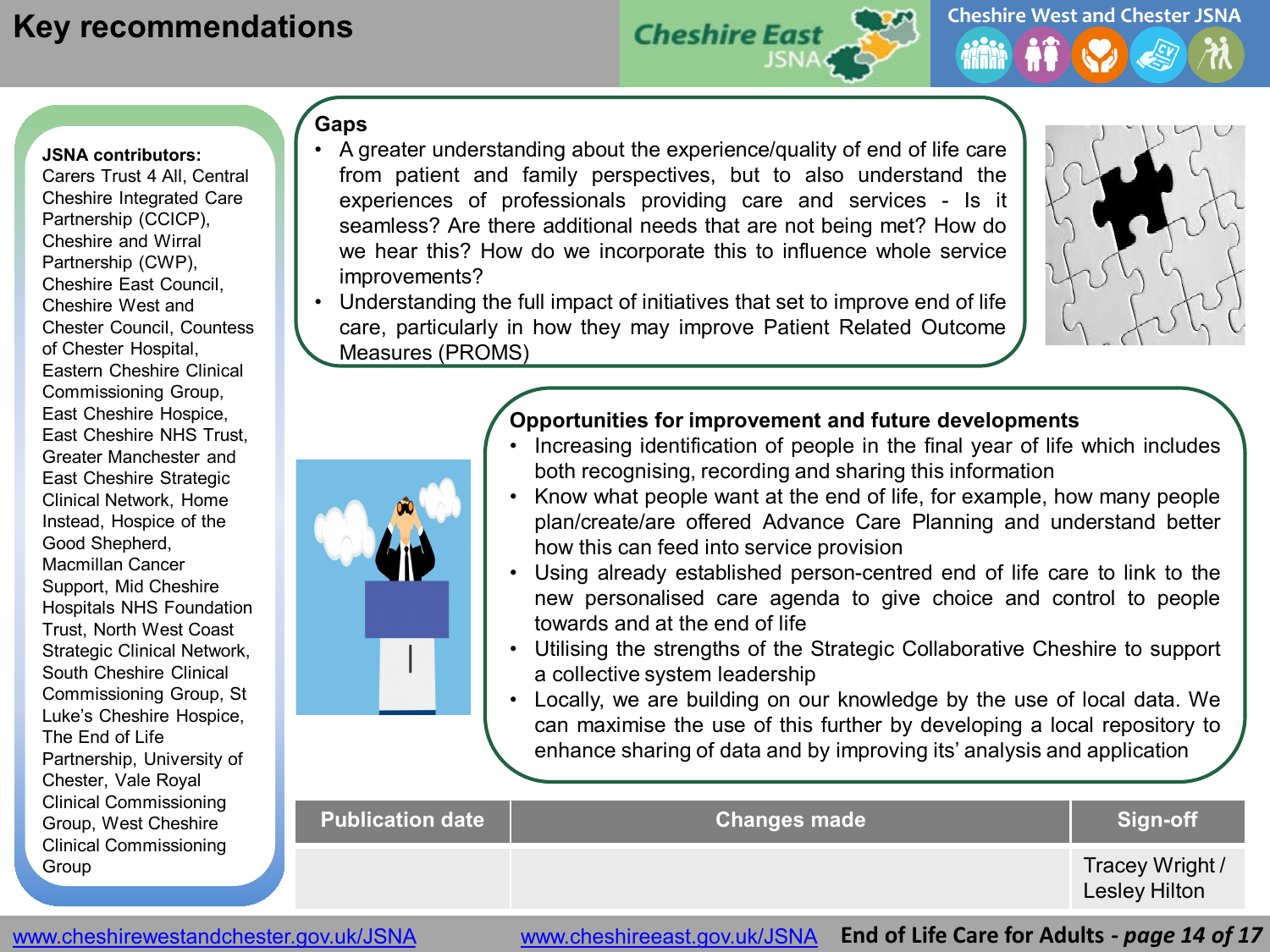# Key recommendations

**JSNA contributors:** Carers Trust 4 All, Central Cheshire Integrated Care Partnership (CCICP), Cheshire and Wirral Partnership (CWP), Cheshire East Council, Cheshire West and Chester Council, Countess of Chester Hospital, Eastern Cheshire Clinical Commissioning Group, East Cheshire Hospice, East Cheshire NHS Trust, Greater Manchester and East Cheshire Strategic Clinical Network, Home Instead, Hospice of the Good Shepherd, Macmillan Cancer Support, Mid Cheshire Hospitals NHS Foundation Trust, North West Coast Strategic Clinical Network, South Cheshire Clinical Commissioning Group, St Luke's Cheshire Hospice, The End of Life Partnership, University of Chester, Vale Royal Clinical Commissioning Group, West Cheshire Clinical Commissioning Group

## Gaps

- A greater understanding about the experience/quality of end of life care from patient and family perspectives, but to also understand the experiences of professionals providing care and services - Is it seamless? Are there additional needs that are not being met? How do we hear this? How do we incorporate this to influence whole service improvements?
- Understanding the full impact of initiatives that set to improve end of life care, particularly in how they may improve Patient Related Outcome Measures (PROMS)

## Opportunities for improvement and future developments

- Increasing identification of people in the final year of life which includes both recognising, recording and sharing this information
- Know what people want at the end of life, for example, how many people plan/create/are offered Advance Care Planning and understand better how this can feed into service provision
- Using already established person-centred end of life care to link to the new personalised care agenda to give choice and control to people towards and at the end of life
- Utilising the strengths of the Strategic Collaborative Cheshire to support a collective system leadership
- Locally, we are building on our knowledge by the use of local data. We can maximise the use of this further by developing a local repository to enhance sharing of data and by improving its' analysis and application

| Publication date | Changes made | Sign-off |
| --- | --- | --- |
| | | Tracey Wright / Lesley Hilton |

www.cheshirewestandchester.gov.uk/JSNA www.cheshireeast.gov.uk/JSNA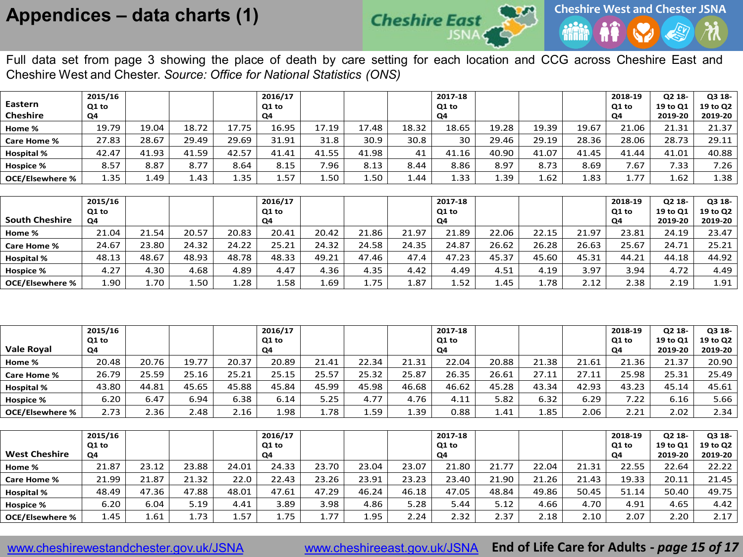# Appendices – data charts (1)

Full data set from page 3 showing the place of death by care setting for each location and CCG across Cheshire East and Cheshire West and Chester. *Source: Office for National Statistics (ONS)*

| Eastern Cheshire | 2015/16 Q1 to Q4 | | | | 2016/17 Q1 to Q4 | | | | 2017-18 Q1 to Q4 | | | | 2018-19 Q1 to Q4 | Q2 18-19 to Q1 2019-20 | Q3 18-19 to Q2 2019-20 |
|---|---|---|---|---|---|---|---|---|---|---|---|---|---|---|---|
| Home % | 19.79 | 19.04 | 18.72 | 17.75 | 16.95 | 17.19 | 17.48 | 18.32 | 18.65 | 19.28 | 19.39 | 19.67 | 21.06 | 21.31 | 21.37 |
| Care Home % | 27.83 | 28.67 | 29.49 | 29.69 | 31.91 | 31.8 | 30.9 | 30.8 | 30 | 29.46 | 29.19 | 28.36 | 28.06 | 28.73 | 29.11 |
| Hospital % | 42.47 | 41.93 | 41.59 | 42.57 | 41.41 | 41.55 | 41.98 | 41 | 41.16 | 40.90 | 41.07 | 41.45 | 41.44 | 41.01 | 40.88 |
| Hospice % | 8.57 | 8.87 | 8.77 | 8.64 | 8.15 | 7.96 | 8.13 | 8.44 | 8.86 | 8.97 | 8.73 | 8.69 | 7.67 | 7.33 | 7.26 |
| OCE/Elsewhere % | 1.35 | 1.49 | 1.43 | 1.35 | 1.57 | 1.50 | 1.50 | 1.44 | 1.33 | 1.39 | 1.62 | 1.83 | 1.77 | 1.62 | 1.38 |

| South Cheshire | 2015/16 Q1 to Q4 | | | | 2016/17 Q1 to Q4 | | | | 2017-18 Q1 to Q4 | | | | 2018-19 Q1 to Q4 | Q2 18-19 to Q1 2019-20 | Q3 18-19 to Q2 2019-20 |
|---|---|---|---|---|---|---|---|---|---|---|---|---|---|---|---|
| Home % | 21.04 | 21.54 | 20.57 | 20.83 | 20.41 | 20.42 | 21.86 | 21.97 | 21.89 | 22.06 | 22.15 | 21.97 | 23.81 | 24.19 | 23.47 |
| Care Home % | 24.67 | 23.80 | 24.32 | 24.22 | 25.21 | 24.32 | 24.58 | 24.35 | 24.87 | 26.62 | 26.28 | 26.63 | 25.67 | 24.71 | 25.21 |
| Hospital % | 48.13 | 48.67 | 48.93 | 48.78 | 48.33 | 49.21 | 47.46 | 47.4 | 47.23 | 45.37 | 45.60 | 45.31 | 44.21 | 44.18 | 44.92 |
| Hospice % | 4.27 | 4.30 | 4.68 | 4.89 | 4.47 | 4.36 | 4.35 | 4.42 | 4.49 | 4.51 | 4.19 | 3.97 | 3.94 | 4.72 | 4.49 |
| OCE/Elsewhere % | 1.90 | 1.70 | 1.50 | 1.28 | 1.58 | 1.69 | 1.75 | 1.87 | 1.52 | 1.45 | 1.78 | 2.12 | 2.38 | 2.19 | 1.91 |

| Vale Royal | 2015/16 Q1 to Q4 | | | | 2016/17 Q1 to Q4 | | | | 2017-18 Q1 to Q4 | | | | 2018-19 Q1 to Q4 | Q2 18-19 to Q1 2019-20 | Q3 18-19 to Q2 2019-20 |
|---|---|---|---|---|---|---|---|---|---|---|---|---|---|---|---|
| Home % | 20.48 | 20.76 | 19.77 | 20.37 | 20.89 | 21.41 | 22.34 | 21.31 | 22.04 | 20.88 | 21.38 | 21.61 | 21.36 | 21.37 | 20.90 |
| Care Home % | 26.79 | 25.59 | 25.16 | 25.21 | 25.15 | 25.57 | 25.32 | 25.87 | 26.35 | 26.61 | 27.11 | 27.11 | 25.98 | 25.31 | 25.49 |
| Hospital % | 43.80 | 44.81 | 45.65 | 45.88 | 45.84 | 45.99 | 45.98 | 46.68 | 46.62 | 45.28 | 43.34 | 42.93 | 43.23 | 45.14 | 45.61 |
| Hospice % | 6.20 | 6.47 | 6.94 | 6.38 | 6.14 | 5.25 | 4.77 | 4.76 | 4.11 | 5.82 | 6.32 | 6.29 | 7.22 | 6.16 | 5.66 |
| OCE/Elsewhere % | 2.73 | 2.36 | 2.48 | 2.16 | 1.98 | 1.78 | 1.59 | 1.39 | 0.88 | 1.41 | 1.85 | 2.06 | 2.21 | 2.02 | 2.34 |

| West Cheshire | 2015/16 Q1 to Q4 | | | | 2016/17 Q1 to Q4 | | | | 2017-18 Q1 to Q4 | | | | 2018-19 Q1 to Q4 | Q2 18-19 to Q1 2019-20 | Q3 18-19 to Q2 2019-20 |
|---|---|---|---|---|---|---|---|---|---|---|---|---|---|---|---|
| Home % | 21.87 | 23.12 | 23.88 | 24.01 | 24.33 | 23.70 | 23.04 | 23.07 | 21.80 | 21.77 | 22.04 | 21.31 | 22.55 | 22.64 | 22.22 |
| Care Home % | 21.99 | 21.87 | 21.32 | 22.0 | 22.43 | 23.26 | 23.91 | 23.23 | 23.40 | 21.90 | 21.26 | 21.43 | 19.33 | 20.11 | 21.45 |
| Hospital % | 48.49 | 47.36 | 47.88 | 48.01 | 47.61 | 47.29 | 46.24 | 46.18 | 47.05 | 48.84 | 49.86 | 50.45 | 51.14 | 50.40 | 49.75 |
| Hospice % | 6.20 | 6.04 | 5.19 | 4.41 | 3.89 | 3.98 | 4.86 | 5.28 | 5.44 | 5.12 | 4.66 | 4.70 | 4.91 | 4.65 | 4.42 |
| OCE/Elsewhere % | 1.45 | 1.61 | 1.73 | 1.57 | 1.75 | 1.77 | 1.95 | 2.24 | 2.32 | 2.37 | 2.18 | 2.10 | 2.07 | 2.20 | 2.17 |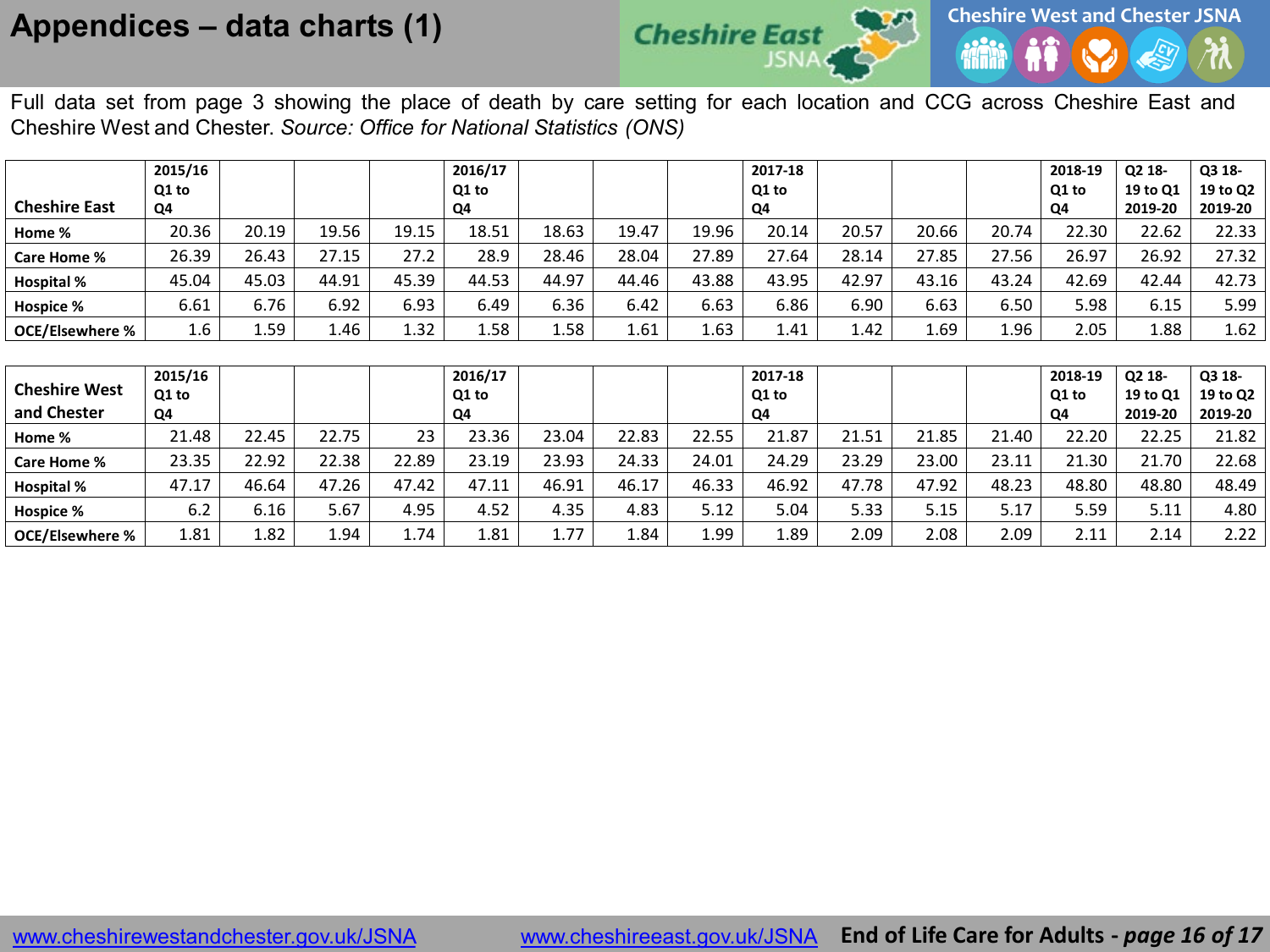# Appendices – data charts (1)

Full data set from page 3 showing the place of death by care setting for each location and CCG across Cheshire East and Cheshire West and Chester. *Source: Office for National Statistics (ONS)*

| Cheshire East | 2015/16 Q1 to Q4 | | | | 2016/17 Q1 to Q4 | | | | 2017-18 Q1 to Q4 | | | | 2018-19 Q1 to Q4 | Q2 18-19 to Q1 2019-20 | Q3 18-19 to Q2 2019-20 |
|---|---|---|---|---|---|---|---|---|---|---|---|---|---|---|---|
| Home % | 20.36 | 20.19 | 19.56 | 19.15 | 18.51 | 18.63 | 19.47 | 19.96 | 20.14 | 20.57 | 20.66 | 20.74 | 22.30 | 22.62 | 22.33 |
| Care Home % | 26.39 | 26.43 | 27.15 | 27.2 | 28.9 | 28.46 | 28.04 | 27.89 | 27.64 | 28.14 | 27.85 | 27.56 | 26.97 | 26.92 | 27.32 |
| Hospital % | 45.04 | 45.03 | 44.91 | 45.39 | 44.53 | 44.97 | 44.46 | 43.88 | 43.95 | 42.97 | 43.16 | 43.24 | 42.69 | 42.44 | 42.73 |
| Hospice % | 6.61 | 6.76 | 6.92 | 6.93 | 6.49 | 6.36 | 6.42 | 6.63 | 6.86 | 6.90 | 6.63 | 6.50 | 5.98 | 6.15 | 5.99 |
| OCE/Elsewhere % | 1.6 | 1.59 | 1.46 | 1.32 | 1.58 | 1.58 | 1.61 | 1.63 | 1.41 | 1.42 | 1.69 | 1.96 | 2.05 | 1.88 | 1.62 |

| Cheshire West and Chester | 2015/16 Q1 to Q4 | | | | 2016/17 Q1 to Q4 | | | | 2017-18 Q1 to Q4 | | | | 2018-19 Q1 to Q4 | Q2 18-19 to Q1 2019-20 | Q3 18-19 to Q2 2019-20 |
|---|---|---|---|---|---|---|---|---|---|---|---|---|---|---|---|
| Home % | 21.48 | 22.45 | 22.75 | 23 | 23.36 | 23.04 | 22.83 | 22.55 | 21.87 | 21.51 | 21.85 | 21.40 | 22.20 | 22.25 | 21.82 |
| Care Home % | 23.35 | 22.92 | 22.38 | 22.89 | 23.19 | 23.93 | 24.33 | 24.01 | 24.29 | 23.29 | 23.00 | 23.11 | 21.30 | 21.70 | 22.68 |
| Hospital % | 47.17 | 46.64 | 47.26 | 47.42 | 47.11 | 46.91 | 46.17 | 46.33 | 46.92 | 47.78 | 47.92 | 48.23 | 48.80 | 48.80 | 48.49 |
| Hospice % | 6.2 | 6.16 | 5.67 | 4.95 | 4.52 | 4.35 | 4.83 | 5.12 | 5.04 | 5.33 | 5.15 | 5.17 | 5.59 | 5.11 | 4.80 |
| OCE/Elsewhere % | 1.81 | 1.82 | 1.94 | 1.74 | 1.81 | 1.77 | 1.84 | 1.99 | 1.89 | 2.09 | 2.08 | 2.09 | 2.11 | 2.14 | 2.22 |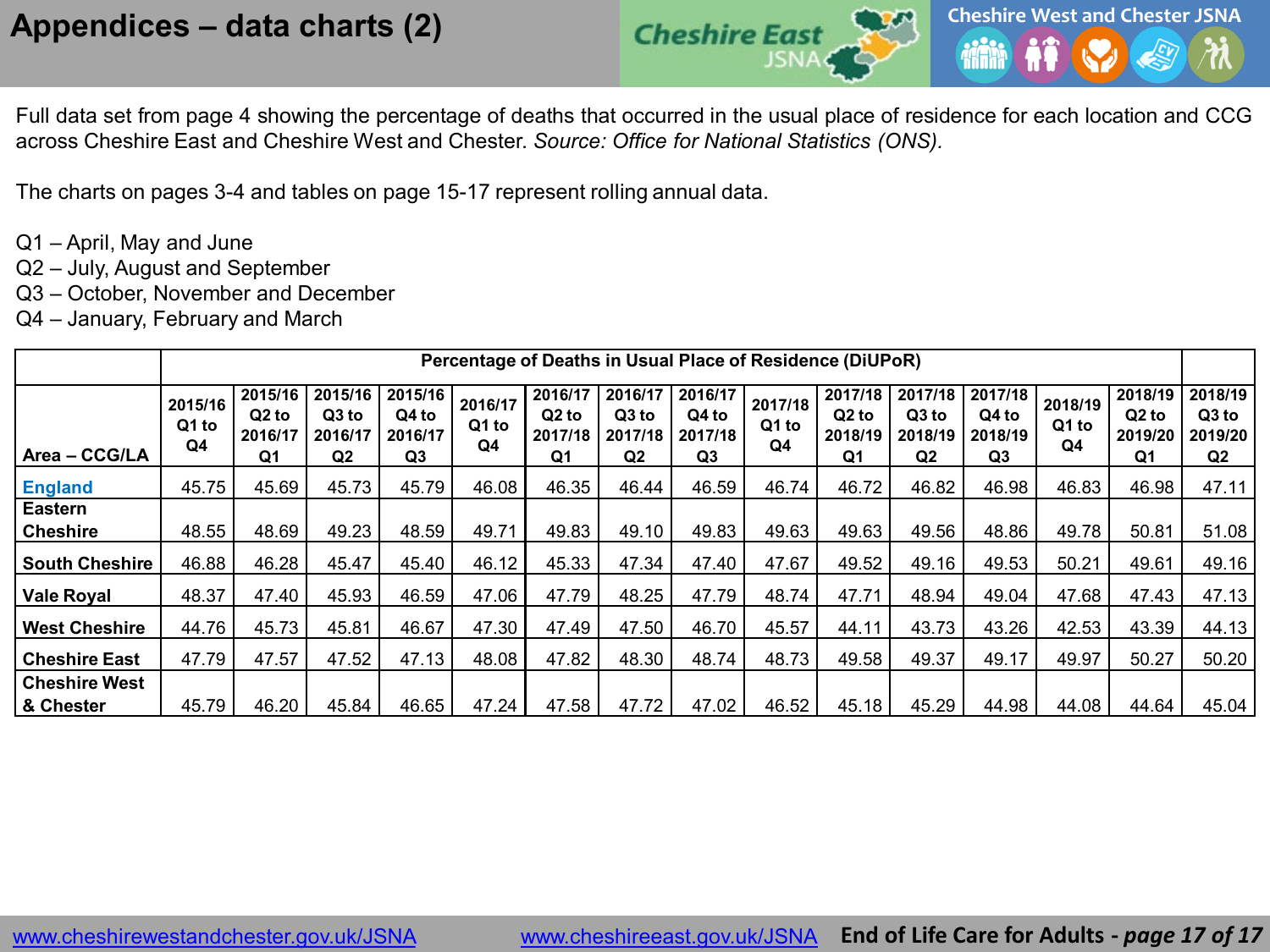# Appendices – data charts (2)

Full data set from page 4 showing the percentage of deaths that occurred in the usual place of residence for each location and CCG across Cheshire East and Cheshire West and Chester. *Source: Office for National Statistics (ONS).*

The charts on pages 3-4 and tables on page 15-17 represent rolling annual data.

Q1 – April, May and June
Q2 – July, August and September
Q3 – October, November and December
Q4 – January, February and March

| | Percentage of Deaths in Usual Place of Residence (DiUPoR) | | | | | | | | | | | | | | |
|---|---|---|---|---|---|---|---|---|---|---|---|---|---|---|---|
| Area – CCG/LA | 2015/16 Q1 to Q4 | 2015/16 Q2 to 2016/17 Q1 | 2015/16 Q3 to 2016/17 Q2 | 2015/16 Q4 to 2016/17 Q3 | 2016/17 Q1 to Q4 | 2016/17 Q2 to 2017/18 Q1 | 2016/17 Q3 to 2017/18 Q2 | 2016/17 Q4 to 2017/18 Q3 | 2017/18 Q1 to Q4 | 2017/18 Q2 to 2018/19 Q1 | 2017/18 Q3 to 2018/19 Q2 | 2017/18 Q4 to 2018/19 Q3 | 2018/19 Q1 to Q4 | 2018/19 Q2 to 2019/20 Q1 | 2018/19 Q3 to 2019/20 Q2 |
| England | 45.75 | 45.69 | 45.73 | 45.79 | 46.08 | 46.35 | 46.44 | 46.59 | 46.74 | 46.72 | 46.82 | 46.98 | 46.83 | 46.98 | 47.11 |
| Eastern Cheshire | 48.55 | 48.69 | 49.23 | 48.59 | 49.71 | 49.83 | 49.10 | 49.83 | 49.63 | 49.63 | 49.56 | 48.86 | 49.78 | 50.81 | 51.08 |
| South Cheshire | 46.88 | 46.28 | 45.47 | 45.40 | 46.12 | 45.33 | 47.34 | 47.40 | 47.67 | 49.52 | 49.16 | 49.53 | 50.21 | 49.61 | 49.16 |
| Vale Royal | 48.37 | 47.40 | 45.93 | 46.59 | 47.06 | 47.79 | 48.25 | 47.79 | 48.74 | 47.71 | 48.94 | 49.04 | 47.68 | 47.43 | 47.13 |
| West Cheshire | 44.76 | 45.73 | 45.81 | 46.67 | 47.30 | 47.49 | 47.50 | 46.70 | 45.57 | 44.11 | 43.73 | 43.26 | 42.53 | 43.39 | 44.13 |
| Cheshire East | 47.79 | 47.57 | 47.52 | 47.13 | 48.08 | 47.82 | 48.30 | 48.74 | 48.73 | 49.58 | 49.37 | 49.17 | 49.97 | 50.27 | 50.20 |
| Cheshire West & Chester | 45.79 | 46.20 | 45.84 | 46.65 | 47.24 | 47.58 | 47.72 | 47.02 | 46.52 | 45.18 | 45.29 | 44.98 | 44.08 | 44.64 | 45.04 |